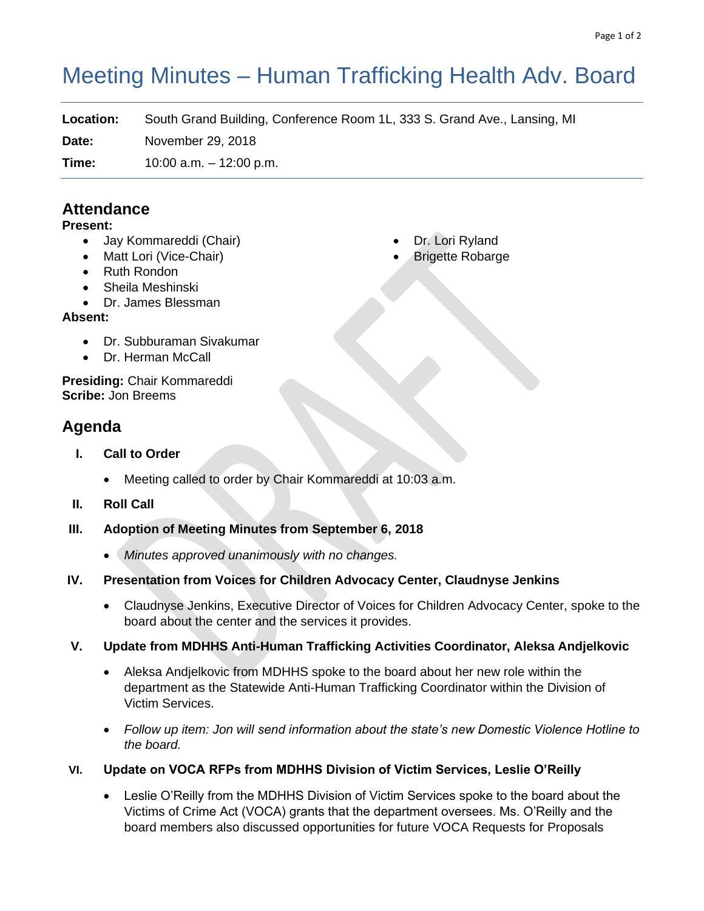# Meeting Minutes – Human Trafficking Health Adv. Board

**Location:** South Grand Building, Conference Room 1L, 333 S. Grand Ave., Lansing, MI

**Date:** November 29, 2018

**Time:** 10:00 a.m. – 12:00 p.m.

## Attendance

**Present:**

- Jay Kommareddi (Chair)
- Matt Lori (Vice-Chair)
- Ruth Rondon
- Sheila Meshinski
- Dr. James Blessman
- Dr. Lori Ryland
- Brigette Robarge

**Absent:**

- Dr. Subburaman Sivakumar
- Dr. Herman McCall

**Presiding:** Chair Kommareddi
**Scribe:** Jon Breems

## Agenda

I. **Call to Order**

- Meeting called to order by Chair Kommareddi at 10:03 a.m.

II. **Roll Call**

III. **Adoption of Meeting Minutes from September 6, 2018**

- *Minutes approved unanimously with no changes.*

IV. **Presentation from Voices for Children Advocacy Center, Claudnyse Jenkins**

- Claudnyse Jenkins, Executive Director of Voices for Children Advocacy Center, spoke to the board about the center and the services it provides.

V. **Update from MDHHS Anti-Human Trafficking Activities Coordinator, Aleksa Andjelkovic**

- Aleksa Andjelkovic from MDHHS spoke to the board about her new role within the department as the Statewide Anti-Human Trafficking Coordinator within the Division of Victim Services.
- *Follow up item: Jon will send information about the state's new Domestic Violence Hotline to the board.*

VI. **Update on VOCA RFPs from MDHHS Division of Victim Services, Leslie O'Reilly**

- Leslie O'Reilly from the MDHHS Division of Victim Services spoke to the board about the Victims of Crime Act (VOCA) grants that the department oversees. Ms. O'Reilly and the board members also discussed opportunities for future VOCA Requests for Proposals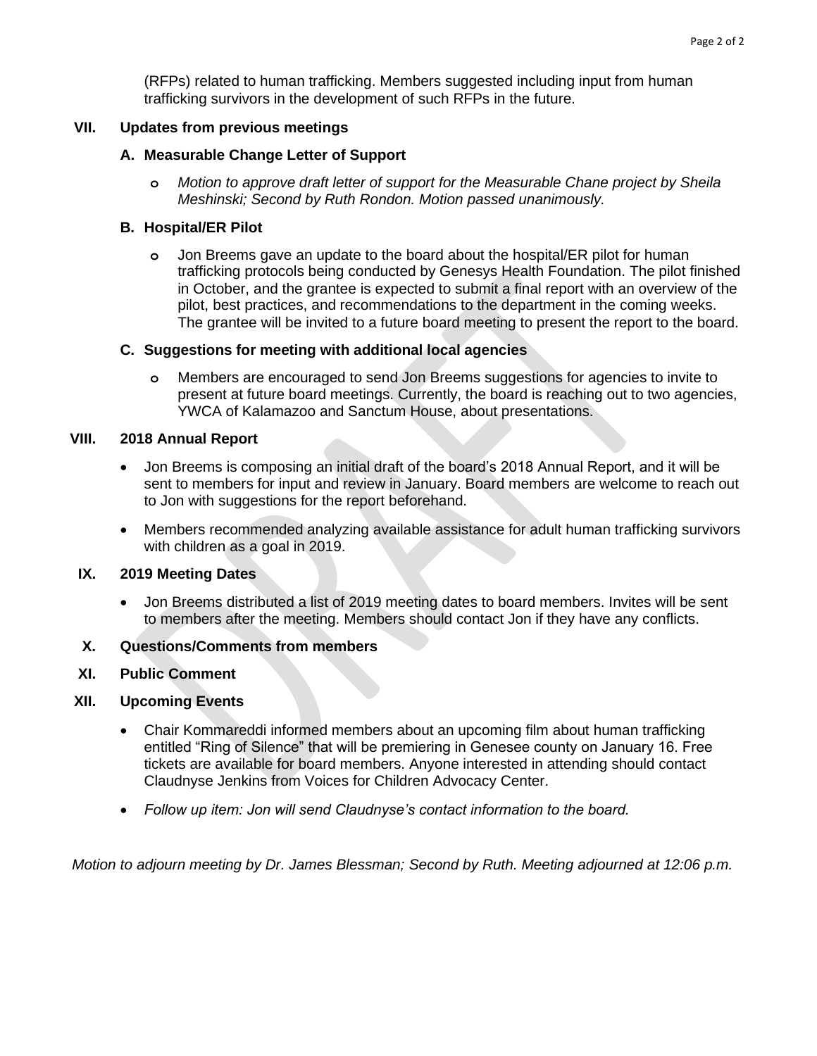(RFPs) related to human trafficking. Members suggested including input from human trafficking survivors in the development of such RFPs in the future.

## VII. Updates from previous meetings

### A. Measurable Change Letter of Support

- *Motion to approve draft letter of support for the Measurable Chane project by Sheila Meshinski; Second by Ruth Rondon. Motion passed unanimously.*

### B. Hospital/ER Pilot

- Jon Breems gave an update to the board about the hospital/ER pilot for human trafficking protocols being conducted by Genesys Health Foundation. The pilot finished in October, and the grantee is expected to submit a final report with an overview of the pilot, best practices, and recommendations to the department in the coming weeks. The grantee will be invited to a future board meeting to present the report to the board.

### C. Suggestions for meeting with additional local agencies

- Members are encouraged to send Jon Breems suggestions for agencies to invite to present at future board meetings. Currently, the board is reaching out to two agencies, YWCA of Kalamazoo and Sanctum House, about presentations.

## VIII. 2018 Annual Report

- Jon Breems is composing an initial draft of the board's 2018 Annual Report, and it will be sent to members for input and review in January. Board members are welcome to reach out to Jon with suggestions for the report beforehand.
- Members recommended analyzing available assistance for adult human trafficking survivors with children as a goal in 2019.

## IX. 2019 Meeting Dates

- Jon Breems distributed a list of 2019 meeting dates to board members. Invites will be sent to members after the meeting. Members should contact Jon if they have any conflicts.

## X. Questions/Comments from members

## XI. Public Comment

## XII. Upcoming Events

- Chair Kommareddi informed members about an upcoming film about human trafficking entitled "Ring of Silence" that will be premiering in Genesee county on January 16. Free tickets are available for board members. Anyone interested in attending should contact Claudnyse Jenkins from Voices for Children Advocacy Center.
- *Follow up item: Jon will send Claudnyse's contact information to the board.*

*Motion to adjourn meeting by Dr. James Blessman; Second by Ruth. Meeting adjourned at 12:06 p.m.*